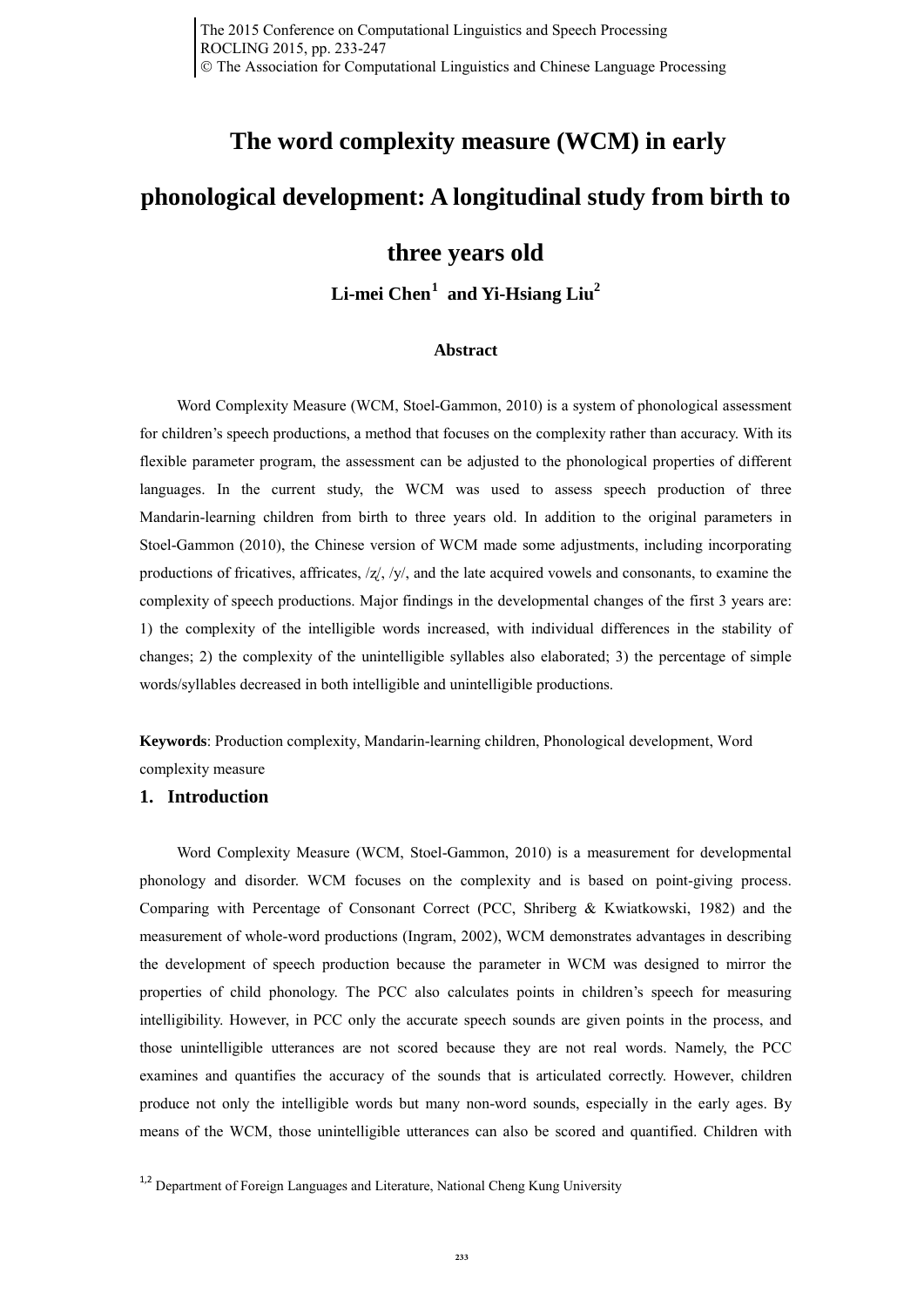# The word complexity measure (WCM) in early phonological development: A longitudinal study from birth to three years old

**Li-mei Chen[1] and Yi-Hsiang Liu[2]**

### Abstract

Word Complexity Measure (WCM, Stoel-Gammon, 2010) is a system of phonological assessment for children's speech productions, a method that focuses on the complexity rather than accuracy. With its flexible parameter program, the assessment can be adjusted to the phonological properties of different languages. In the current study, the WCM was used to assess speech production of three Mandarin-learning children from birth to three years old. In addition to the original parameters in Stoel-Gammon (2010), the Chinese version of WCM made some adjustments, including incorporating productions of fricatives, affricates, /ʐ/, /y/, and the late acquired vowels and consonants, to examine the complexity of speech productions. Major findings in the developmental changes of the first 3 years are: 1) the complexity of the intelligible words increased, with individual differences in the stability of changes; 2) the complexity of the unintelligible syllables also elaborated; 3) the percentage of simple words/syllables decreased in both intelligible and unintelligible productions.

**Keywords**: Production complexity, Mandarin-learning children, Phonological development, Word complexity measure

## 1. Introduction

Word Complexity Measure (WCM, Stoel-Gammon, 2010) is a measurement for developmental phonology and disorder. WCM focuses on the complexity and is based on point-giving process. Comparing with Percentage of Consonant Correct (PCC, Shriberg & Kwiatkowski, 1982) and the measurement of whole-word productions (Ingram, 2002), WCM demonstrates advantages in describing the development of speech production because the parameter in WCM was designed to mirror the properties of child phonology. The PCC also calculates points in children's speech for measuring intelligibility. However, in PCC only the accurate speech sounds are given points in the process, and those unintelligible utterances are not scored because they are not real words. Namely, the PCC examines and quantifies the accuracy of the sounds that is articulated correctly. However, children produce not only the intelligible words but many non-word sounds, especially in the early ages. By means of the WCM, those unintelligible utterances can also be scored and quantified. Children with

[1,2] Department of Foreign Languages and Literature, National Cheng Kung University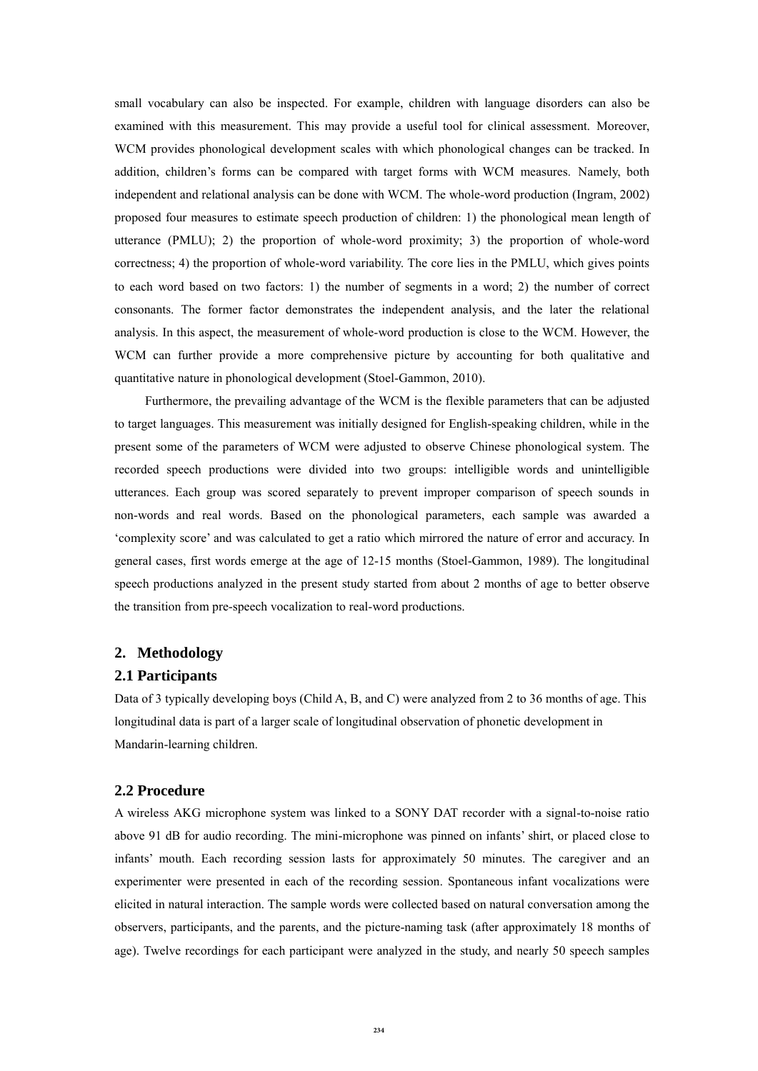small vocabulary can also be inspected. For example, children with language disorders can also be examined with this measurement. This may provide a useful tool for clinical assessment. Moreover, WCM provides phonological development scales with which phonological changes can be tracked. In addition, children's forms can be compared with target forms with WCM measures. Namely, both independent and relational analysis can be done with WCM. The whole-word production (Ingram, 2002) proposed four measures to estimate speech production of children: 1) the phonological mean length of utterance (PMLU); 2) the proportion of whole-word proximity; 3) the proportion of whole-word correctness; 4) the proportion of whole-word variability. The core lies in the PMLU, which gives points to each word based on two factors: 1) the number of segments in a word; 2) the number of correct consonants. The former factor demonstrates the independent analysis, and the later the relational analysis. In this aspect, the measurement of whole-word production is close to the WCM. However, the WCM can further provide a more comprehensive picture by accounting for both qualitative and quantitative nature in phonological development (Stoel-Gammon, 2010).

Furthermore, the prevailing advantage of the WCM is the flexible parameters that can be adjusted to target languages. This measurement was initially designed for English-speaking children, while in the present some of the parameters of WCM were adjusted to observe Chinese phonological system. The recorded speech productions were divided into two groups: intelligible words and unintelligible utterances. Each group was scored separately to prevent improper comparison of speech sounds in non-words and real words. Based on the phonological parameters, each sample was awarded a 'complexity score' and was calculated to get a ratio which mirrored the nature of error and accuracy. In general cases, first words emerge at the age of 12-15 months (Stoel-Gammon, 1989). The longitudinal speech productions analyzed in the present study started from about 2 months of age to better observe the transition from pre-speech vocalization to real-word productions.

## 2. Methodology

### 2.1 Participants

Data of 3 typically developing boys (Child A, B, and C) were analyzed from 2 to 36 months of age. This longitudinal data is part of a larger scale of longitudinal observation of phonetic development in Mandarin-learning children.

### 2.2 Procedure

A wireless AKG microphone system was linked to a SONY DAT recorder with a signal-to-noise ratio above 91 dB for audio recording. The mini-microphone was pinned on infants' shirt, or placed close to infants' mouth. Each recording session lasts for approximately 50 minutes. The caregiver and an experimenter were presented in each of the recording session. Spontaneous infant vocalizations were elicited in natural interaction. The sample words were collected based on natural conversation among the observers, participants, and the parents, and the picture-naming task (after approximately 18 months of age). Twelve recordings for each participant were analyzed in the study, and nearly 50 speech samples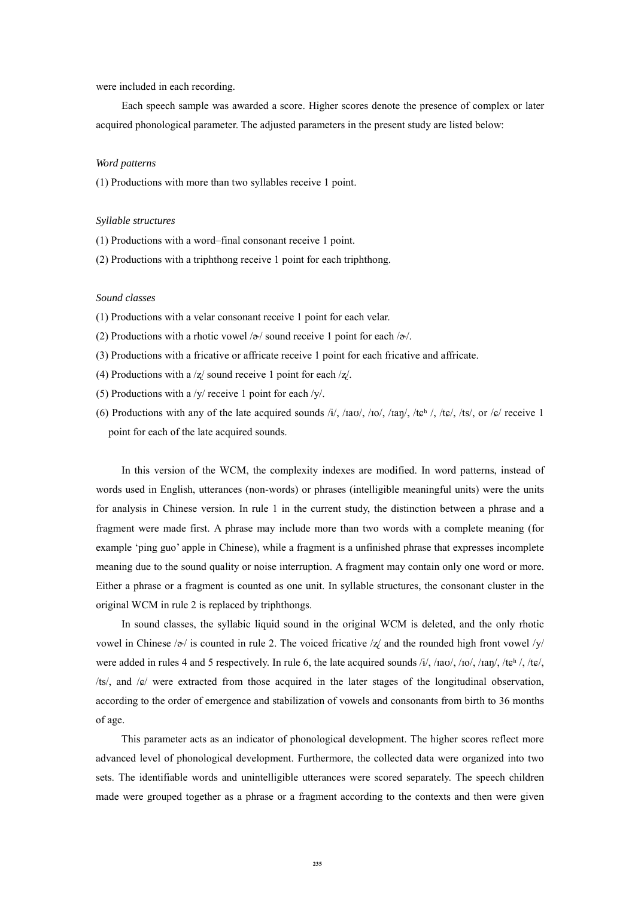were included in each recording.

Each speech sample was awarded a score. Higher scores denote the presence of complex or later acquired phonological parameter. The adjusted parameters in the present study are listed below:

*Word patterns*

(1) Productions with more than two syllables receive 1 point.

*Syllable structures*

(1) Productions with a word–final consonant receive 1 point.

(2) Productions with a triphthong receive 1 point for each triphthong.

*Sound classes*

(1) Productions with a velar consonant receive 1 point for each velar.

(2) Productions with a rhotic vowel /ɚ/ sound receive 1 point for each /ɚ/.

(3) Productions with a fricative or affricate receive 1 point for each fricative and affricate.

(4) Productions with a /ʐ/ sound receive 1 point for each /ʐ/.

(5) Productions with a /y/ receive 1 point for each /y/.

(6) Productions with any of the late acquired sounds /ɨ/, /ɪaʊ/, /ɪo/, /ɪaŋ/, /tɕʰ /, /tɕ/, /ts/, or /ɕ/ receive 1 point for each of the late acquired sounds.

In this version of the WCM, the complexity indexes are modified. In word patterns, instead of words used in English, utterances (non-words) or phrases (intelligible meaningful units) were the units for analysis in Chinese version. In rule 1 in the current study, the distinction between a phrase and a fragment were made first. A phrase may include more than two words with a complete meaning (for example 'ping guo' apple in Chinese), while a fragment is a unfinished phrase that expresses incomplete meaning due to the sound quality or noise interruption. A fragment may contain only one word or more. Either a phrase or a fragment is counted as one unit. In syllable structures, the consonant cluster in the original WCM in rule 2 is replaced by triphthongs.

In sound classes, the syllabic liquid sound in the original WCM is deleted, and the only rhotic vowel in Chinese /ɚ/ is counted in rule 2. The voiced fricative /ʐ/ and the rounded high front vowel /y/ were added in rules 4 and 5 respectively. In rule 6, the late acquired sounds /ɨ/, /ɪaʊ/, /ɪo/, /ɪaŋ/, /tɕʰ /, /tɕ/, /ts/, and /ɕ/ were extracted from those acquired in the later stages of the longitudinal observation, according to the order of emergence and stabilization of vowels and consonants from birth to 36 months of age.

This parameter acts as an indicator of phonological development. The higher scores reflect more advanced level of phonological development. Furthermore, the collected data were organized into two sets. The identifiable words and unintelligible utterances were scored separately. The speech children made were grouped together as a phrase or a fragment according to the contexts and then were given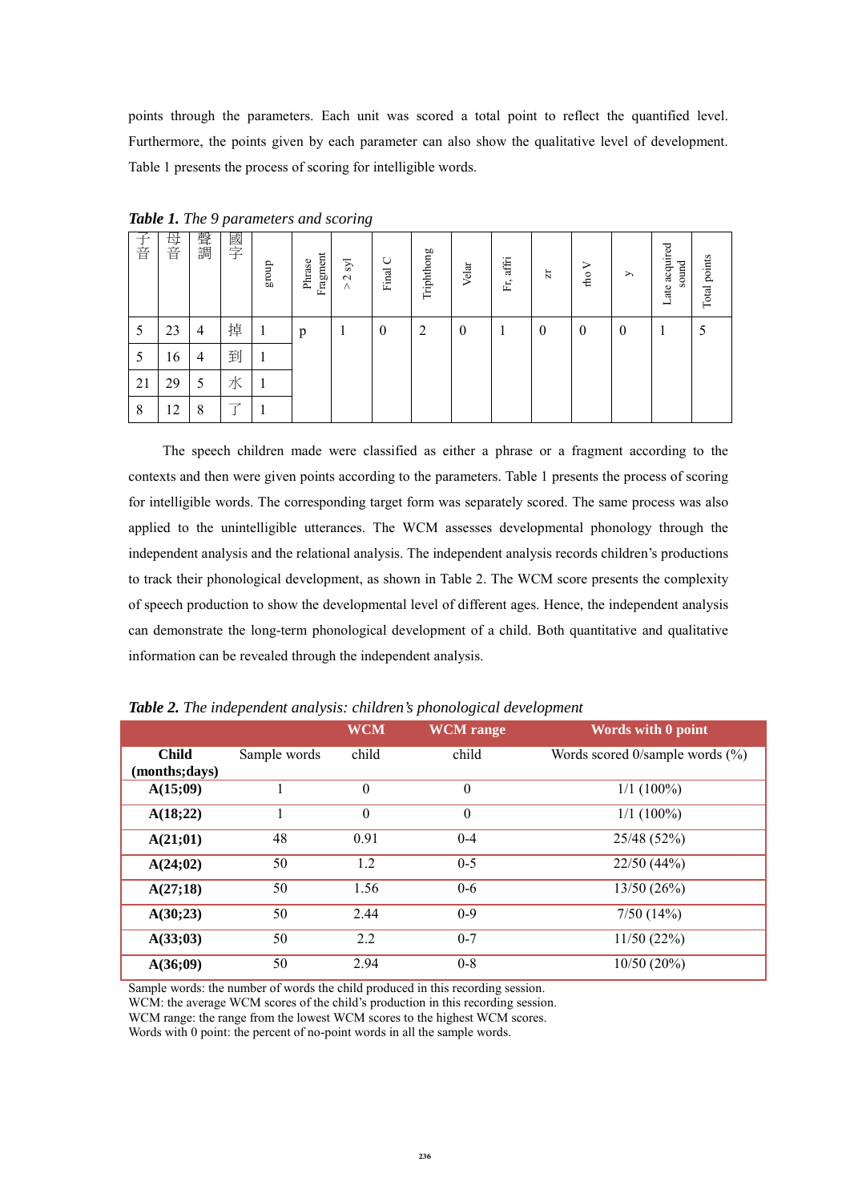points through the parameters. Each unit was scored a total point to reflect the quantified level. Furthermore, the points given by each parameter can also show the qualitative level of development. Table 1 presents the process of scoring for intelligible words.

***Table 1.*** *The 9 parameters and scoring*

| 子音 | 母音 | 聲調 | 國字 | group | Phrase Fragment | > 2 syl | Final C | Triphthong | Velar | Fr, affri | zr | rho V | y | Late acquired sound | Total points |
|---|---|---|---|---|---|---|---|---|---|---|---|---|---|---|---|
| 5 | 23 | 4 | 掉 | 1 | p | 1 | 0 | 2 | 0 | 1 | 0 | 0 | 0 | 1 | 5 |
| 5 | 16 | 4 | 到 | 1 | | | | | | | | | | | |
| 21 | 29 | 5 | 水 | 1 | | | | | | | | | | | |
| 8 | 12 | 8 | 了 | 1 | | | | | | | | | | | |

The speech children made were classified as either a phrase or a fragment according to the contexts and then were given points according to the parameters. Table 1 presents the process of scoring for intelligible words. The corresponding target form was separately scored. The same process was also applied to the unintelligible utterances. The WCM assesses developmental phonology through the independent analysis and the relational analysis. The independent analysis records children's productions to track their phonological development, as shown in Table 2. The WCM score presents the complexity of speech production to show the developmental level of different ages. Hence, the independent analysis can demonstrate the long-term phonological development of a child. Both quantitative and qualitative information can be revealed through the independent analysis.

***Table 2.*** *The independent analysis: children's phonological development*

| | | WCM | WCM range | Words with 0 point |
|---|---|---|---|---|
| **Child (months;days)** | Sample words | child | child | Words scored 0/sample words (%) |
| **A(15;09)** | 1 | 0 | 0 | 1/1 (100%) |
| **A(18;22)** | 1 | 0 | 0 | 1/1 (100%) |
| **A(21;01)** | 48 | 0.91 | 0-4 | 25/48 (52%) |
| **A(24;02)** | 50 | 1.2 | 0-5 | 22/50 (44%) |
| **A(27;18)** | 50 | 1.56 | 0-6 | 13/50 (26%) |
| **A(30;23)** | 50 | 2.44 | 0-9 | 7/50 (14%) |
| **A(33;03)** | 50 | 2.2 | 0-7 | 11/50 (22%) |
| **A(36;09)** | 50 | 2.94 | 0-8 | 10/50 (20%) |

Sample words: the number of words the child produced in this recording session.
WCM: the average WCM scores of the child's production in this recording session.
WCM range: the range from the lowest WCM scores to the highest WCM scores.
Words with 0 point: the percent of no-point words in all the sample words.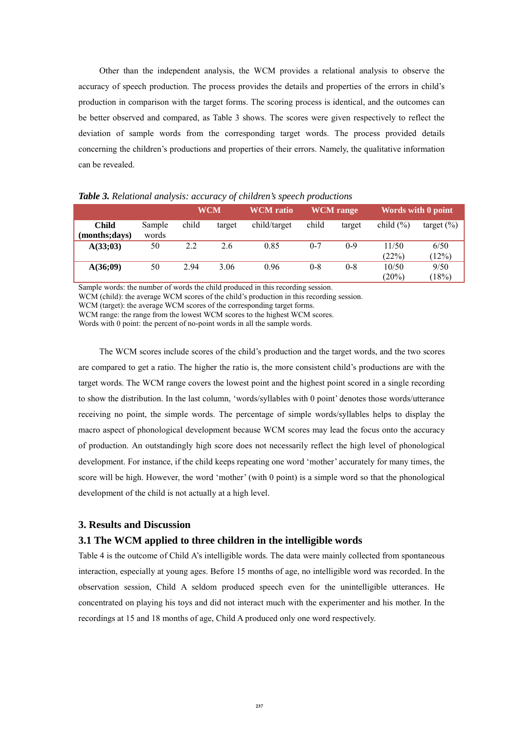Other than the independent analysis, the WCM provides a relational analysis to observe the accuracy of speech production. The process provides the details and properties of the errors in child's production in comparison with the target forms. The scoring process is identical, and the outcomes can be better observed and compared, as Table 3 shows. The scores were given respectively to reflect the deviation of sample words from the corresponding target words. The process provided details concerning the children's productions and properties of their errors. Namely, the qualitative information can be revealed.

***Table 3.*** *Relational analysis: accuracy of children's speech productions*

| | | **WCM** | | **WCM ratio** | **WCM range** | | **Words with 0 point** | |
|---|---|---|---|---|---|---|---|---|
| **Child (months;days)** | Sample words | child | target | child/target | child | target | child (%) | target (%) |
| **A(33;03)** | 50 | 2.2 | 2.6 | 0.85 | 0-7 | 0-9 | 11/50 (22%) | 6/50 (12%) |
| **A(36;09)** | 50 | 2.94 | 3.06 | 0.96 | 0-8 | 0-8 | 10/50 (20%) | 9/50 (18%) |

Sample words: the number of words the child produced in this recording session.
WCM (child): the average WCM scores of the child's production in this recording session.
WCM (target): the average WCM scores of the corresponding target forms.
WCM range: the range from the lowest WCM scores to the highest WCM scores.
Words with 0 point: the percent of no-point words in all the sample words.

The WCM scores include scores of the child's production and the target words, and the two scores are compared to get a ratio. The higher the ratio is, the more consistent child's productions are with the target words. The WCM range covers the lowest point and the highest point scored in a single recording to show the distribution. In the last column, 'words/syllables with 0 point' denotes those words/utterance receiving no point, the simple words. The percentage of simple words/syllables helps to display the macro aspect of phonological development because WCM scores may lead the focus onto the accuracy of production. An outstandingly high score does not necessarily reflect the high level of phonological development. For instance, if the child keeps repeating one word 'mother' accurately for many times, the score will be high. However, the word 'mother' (with 0 point) is a simple word so that the phonological development of the child is not actually at a high level.

## 3. Results and Discussion

### 3.1 The WCM applied to three children in the intelligible words

Table 4 is the outcome of Child A's intelligible words. The data were mainly collected from spontaneous interaction, especially at young ages. Before 15 months of age, no intelligible word was recorded. In the observation session, Child A seldom produced speech even for the unintelligible utterances. He concentrated on playing his toys and did not interact much with the experimenter and his mother. In the recordings at 15 and 18 months of age, Child A produced only one word respectively.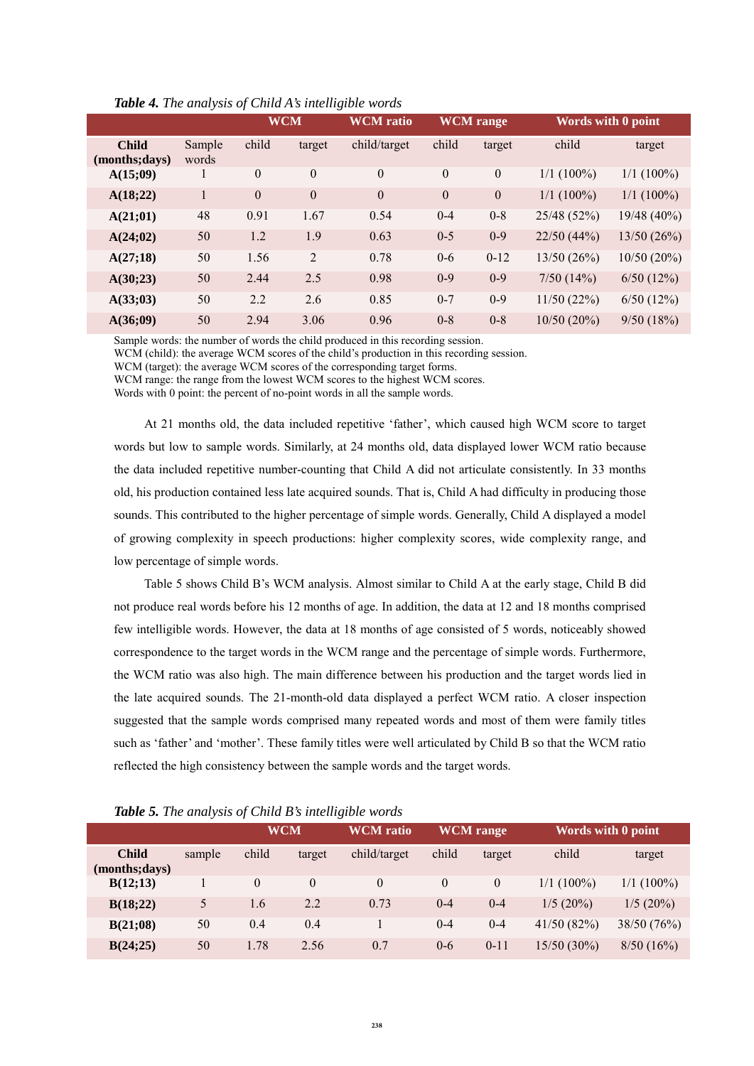***Table 4.*** *The analysis of Child A's intelligible words*

| | | WCM | | WCM ratio | WCM range | | Words with 0 point | |
|---|---|---|---|---|---|---|---|---|
| **Child (months;days)** | Sample words | child | target | child/target | child | target | child | target |
| **A(15;09)** | 1 | 0 | 0 | 0 | 0 | 0 | 1/1 (100%) | 1/1 (100%) |
| **A(18;22)** | 1 | 0 | 0 | 0 | 0 | 0 | 1/1 (100%) | 1/1 (100%) |
| **A(21;01)** | 48 | 0.91 | 1.67 | 0.54 | 0-4 | 0-8 | 25/48 (52%) | 19/48 (40%) |
| **A(24;02)** | 50 | 1.2 | 1.9 | 0.63 | 0-5 | 0-9 | 22/50 (44%) | 13/50 (26%) |
| **A(27;18)** | 50 | 1.56 | 2 | 0.78 | 0-6 | 0-12 | 13/50 (26%) | 10/50 (20%) |
| **A(30;23)** | 50 | 2.44 | 2.5 | 0.98 | 0-9 | 0-9 | 7/50 (14%) | 6/50 (12%) |
| **A(33;03)** | 50 | 2.2 | 2.6 | 0.85 | 0-7 | 0-9 | 11/50 (22%) | 6/50 (12%) |
| **A(36;09)** | 50 | 2.94 | 3.06 | 0.96 | 0-8 | 0-8 | 10/50 (20%) | 9/50 (18%) |

Sample words: the number of words the child produced in this recording session.
WCM (child): the average WCM scores of the child's production in this recording session.
WCM (target): the average WCM scores of the corresponding target forms.
WCM range: the range from the lowest WCM scores to the highest WCM scores.
Words with 0 point: the percent of no-point words in all the sample words.

At 21 months old, the data included repetitive 'father', which caused high WCM score to target words but low to sample words. Similarly, at 24 months old, data displayed lower WCM ratio because the data included repetitive number-counting that Child A did not articulate consistently. In 33 months old, his production contained less late acquired sounds. That is, Child A had difficulty in producing those sounds. This contributed to the higher percentage of simple words. Generally, Child A displayed a model of growing complexity in speech productions: higher complexity scores, wide complexity range, and low percentage of simple words.

Table 5 shows Child B's WCM analysis. Almost similar to Child A at the early stage, Child B did not produce real words before his 12 months of age. In addition, the data at 12 and 18 months comprised few intelligible words. However, the data at 18 months of age consisted of 5 words, noticeably showed correspondence to the target words in the WCM range and the percentage of simple words. Furthermore, the WCM ratio was also high. The main difference between his production and the target words lied in the late acquired sounds. The 21-month-old data displayed a perfect WCM ratio. A closer inspection suggested that the sample words comprised many repeated words and most of them were family titles such as 'father' and 'mother'. These family titles were well articulated by Child B so that the WCM ratio reflected the high consistency between the sample words and the target words.

***Table 5.*** *The analysis of Child B's intelligible words*

| | | WCM | | WCM ratio | WCM range | | Words with 0 point | |
|---|---|---|---|---|---|---|---|---|
| **Child (months;days)** | sample | child | target | child/target | child | target | child | target |
| **B(12;13)** | 1 | 0 | 0 | 0 | 0 | 0 | 1/1 (100%) | 1/1 (100%) |
| **B(18;22)** | 5 | 1.6 | 2.2 | 0.73 | 0-4 | 0-4 | 1/5 (20%) | 1/5 (20%) |
| **B(21;08)** | 50 | 0.4 | 0.4 | 1 | 0-4 | 0-4 | 41/50 (82%) | 38/50 (76%) |
| **B(24;25)** | 50 | 1.78 | 2.56 | 0.7 | 0-6 | 0-11 | 15/50 (30%) | 8/50 (16%) |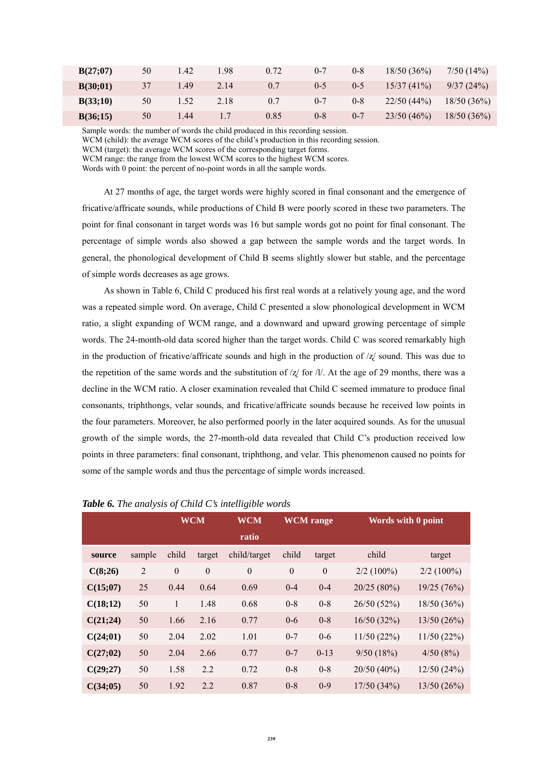| B(27;07) | 50 | 1.42 | 1.98 | 0.72 | 0-7 | 0-8 | 18/50 (36%) | 7/50 (14%) |
|---|---|---|---|---|---|---|---|---|
| B(30;01) | 37 | 1.49 | 2.14 | 0.7 | 0-5 | 0-5 | 15/37 (41%) | 9/37 (24%) |
| B(33;10) | 50 | 1.52 | 2.18 | 0.7 | 0-7 | 0-8 | 22/50 (44%) | 18/50 (36%) |
| B(36;15) | 50 | 1.44 | 1.7 | 0.85 | 0-8 | 0-7 | 23/50 (46%) | 18/50 (36%) |

Sample words: the number of words the child produced in this recording session.
WCM (child): the average WCM scores of the child's production in this recording session.
WCM (target): the average WCM scores of the corresponding target forms.
WCM range: the range from the lowest WCM scores to the highest WCM scores.
Words with 0 point: the percent of no-point words in all the sample words.

At 27 months of age, the target words were highly scored in final consonant and the emergence of fricative/affricate sounds, while productions of Child B were poorly scored in these two parameters. The point for final consonant in target words was 16 but sample words got no point for final consonant. The percentage of simple words also showed a gap between the sample words and the target words. In general, the phonological development of Child B seems slightly slower but stable, and the percentage of simple words decreases as age grows.

As shown in Table 6, Child C produced his first real words at a relatively young age, and the word was a repeated simple word. On average, Child C presented a slow phonological development in WCM ratio, a slight expanding of WCM range, and a downward and upward growing percentage of simple words. The 24-month-old data scored higher than the target words. Child C was scored remarkably high in the production of fricative/affricate sounds and high in the production of /ʐ/ sound. This was due to the repetition of the same words and the substitution of /ʐ/ for /l/. At the age of 29 months, there was a decline in the WCM ratio. A closer examination revealed that Child C seemed immature to produce final consonants, triphthongs, velar sounds, and fricative/affricate sounds because he received low points in the four parameters. Moreover, he also performed poorly in the later acquired sounds. As for the unusual growth of the simple words, the 27-month-old data revealed that Child C's production received low points in three parameters: final consonant, triphthong, and velar. This phenomenon caused no points for some of the sample words and thus the percentage of simple words increased.

***Table 6.*** *The analysis of Child C's intelligible words*

| | | WCM | | WCM ratio | WCM range | | Words with 0 point | |
|---|---|---|---|---|---|---|---|---|
| **source** | sample | child | target | child/target | child | target | child | target |
| **C(8;26)** | 2 | 0 | 0 | 0 | 0 | 0 | 2/2 (100%) | 2/2 (100%) |
| **C(15;07)** | 25 | 0.44 | 0.64 | 0.69 | 0-4 | 0-4 | 20/25 (80%) | 19/25 (76%) |
| **C(18;12)** | 50 | 1 | 1.48 | 0.68 | 0-8 | 0-8 | 26/50 (52%) | 18/50 (36%) |
| **C(21;24)** | 50 | 1.66 | 2.16 | 0.77 | 0-6 | 0-8 | 16/50 (32%) | 13/50 (26%) |
| **C(24;01)** | 50 | 2.04 | 2.02 | 1.01 | 0-7 | 0-6 | 11/50 (22%) | 11/50 (22%) |
| **C(27;02)** | 50 | 2.04 | 2.66 | 0.77 | 0-7 | 0-13 | 9/50 (18%) | 4/50 (8%) |
| **C(29;27)** | 50 | 1.58 | 2.2 | 0.72 | 0-8 | 0-8 | 20/50 (40%) | 12/50 (24%) |
| **C(34;05)** | 50 | 1.92 | 2.2 | 0.87 | 0-8 | 0-9 | 17/50 (34%) | 13/50 (26%) |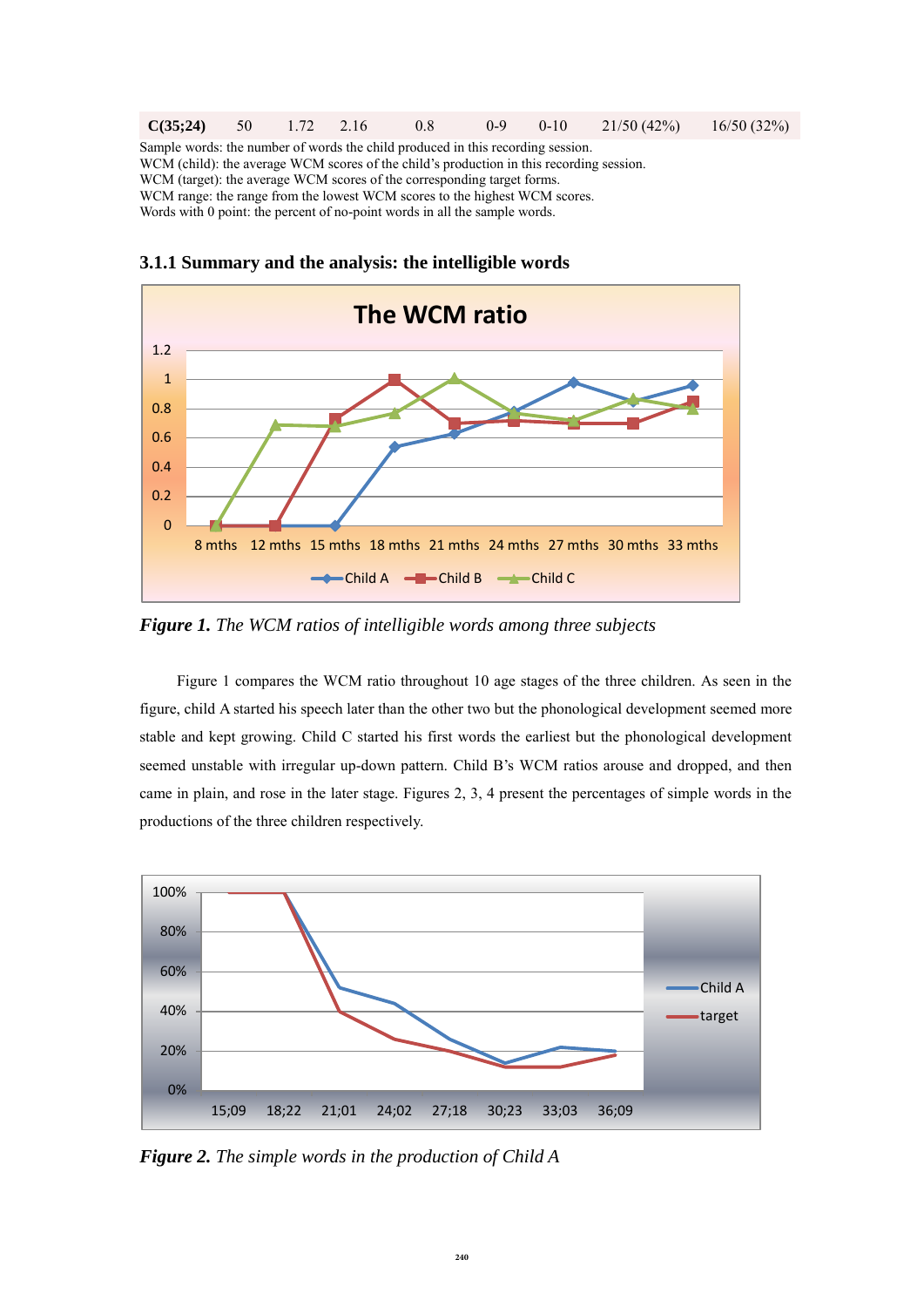| C(35;24) | 50 | 1.72 | 2.16 | 0.8 | 0-9 | 0-10 | 21/50 (42%) | 16/50 (32%) |
|---|---|---|---|---|---|---|---|---|

Sample words: the number of words the child produced in this recording session.
WCM (child): the average WCM scores of the child's production in this recording session.
WCM (target): the average WCM scores of the corresponding target forms.
WCM range: the range from the lowest WCM scores to the highest WCM scores.
Words with 0 point: the percent of no-point words in all the sample words.

### 3.1.1 Summary and the analysis: the intelligible words

***Figure 1.*** *The WCM ratios of intelligible words among three subjects*

Figure 1 compares the WCM ratio throughout 10 age stages of the three children. As seen in the figure, child A started his speech later than the other two but the phonological development seemed more stable and kept growing. Child C started his first words the earliest but the phonological development seemed unstable with irregular up-down pattern. Child B's WCM ratios arouse and dropped, and then came in plain, and rose in the later stage. Figures 2, 3, 4 present the percentages of simple words in the productions of the three children respectively.

***Figure 2.*** *The simple words in the production of Child A*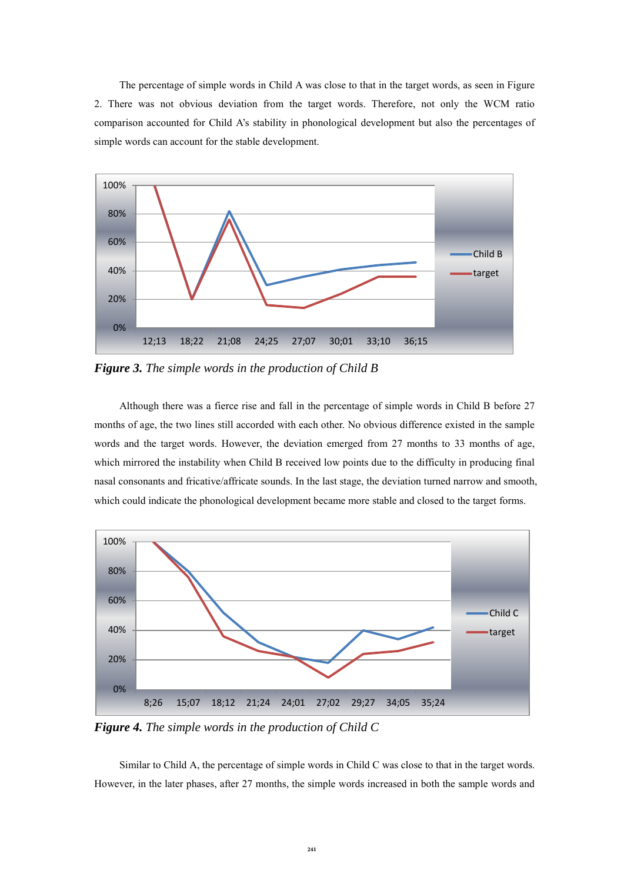The percentage of simple words in Child A was close to that in the target words, as seen in Figure 2. There was not obvious deviation from the target words. Therefore, not only the WCM ratio comparison accounted for Child A's stability in phonological development but also the percentages of simple words can account for the stable development.

***Figure 3.*** *The simple words in the production of Child B*

Although there was a fierce rise and fall in the percentage of simple words in Child B before 27 months of age, the two lines still accorded with each other. No obvious difference existed in the sample words and the target words. However, the deviation emerged from 27 months to 33 months of age, which mirrored the instability when Child B received low points due to the difficulty in producing final nasal consonants and fricative/affricate sounds. In the last stage, the deviation turned narrow and smooth, which could indicate the phonological development became more stable and closed to the target forms.

***Figure 4.*** *The simple words in the production of Child C*

Similar to Child A, the percentage of simple words in Child C was close to that in the target words. However, in the later phases, after 27 months, the simple words increased in both the sample words and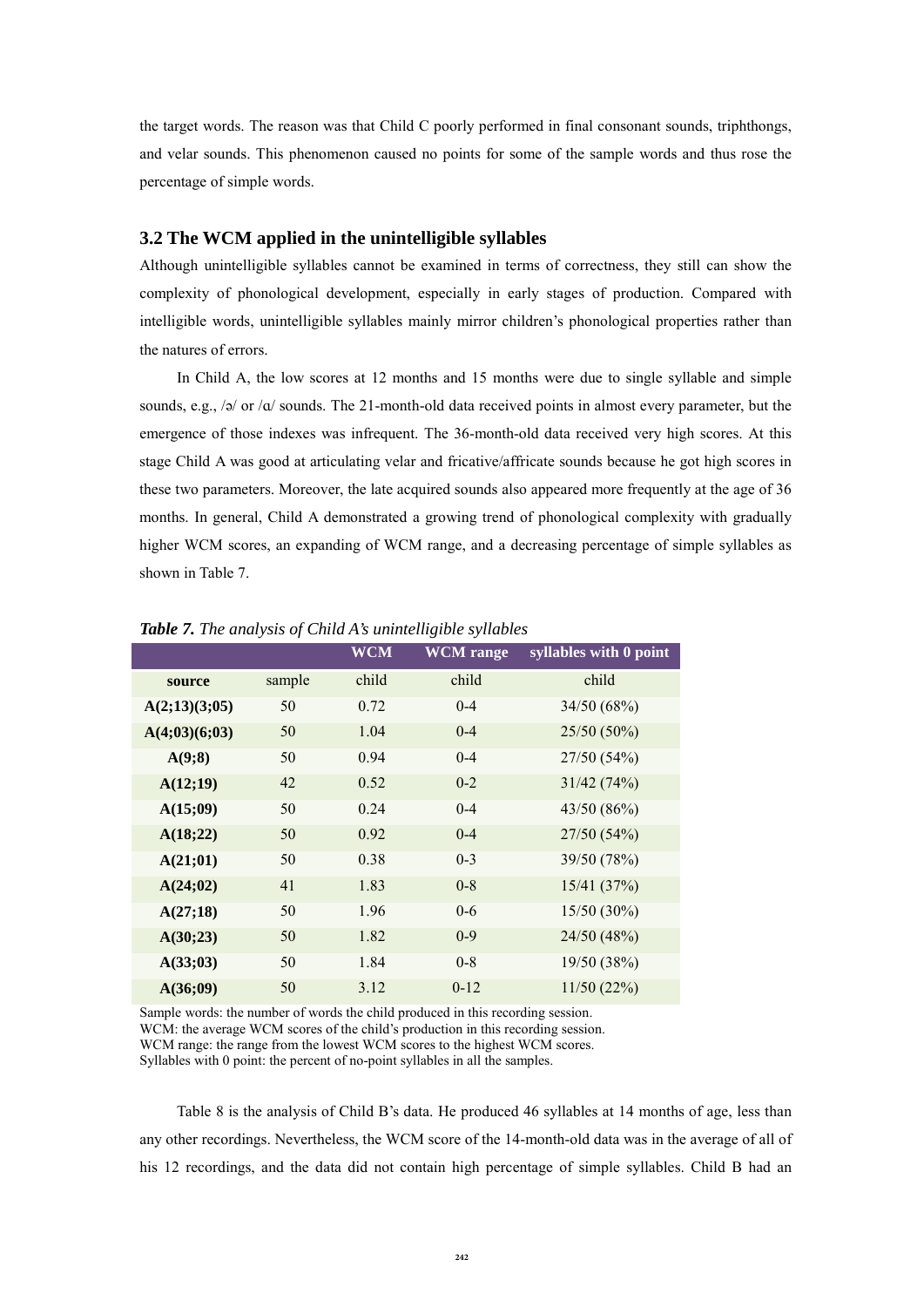the target words. The reason was that Child C poorly performed in final consonant sounds, triphthongs, and velar sounds. This phenomenon caused no points for some of the sample words and thus rose the percentage of simple words.

## 3.2 The WCM applied in the unintelligible syllables

Although unintelligible syllables cannot be examined in terms of correctness, they still can show the complexity of phonological development, especially in early stages of production. Compared with intelligible words, unintelligible syllables mainly mirror children's phonological properties rather than the natures of errors.

In Child A, the low scores at 12 months and 15 months were due to single syllable and simple sounds, e.g., /ə/ or /ɑ/ sounds. The 21-month-old data received points in almost every parameter, but the emergence of those indexes was infrequent. The 36-month-old data received very high scores. At this stage Child A was good at articulating velar and fricative/affricate sounds because he got high scores in these two parameters. Moreover, the late acquired sounds also appeared more frequently at the age of 36 months. In general, Child A demonstrated a growing trend of phonological complexity with gradually higher WCM scores, an expanding of WCM range, and a decreasing percentage of simple syllables as shown in Table 7.

***Table 7.*** *The analysis of Child A's unintelligible syllables*

| | | WCM | WCM range | syllables with 0 point |
|---|---|---|---|---|
| **source** | sample | child | child | child |
| **A(2;13)(3;05)** | 50 | 0.72 | 0-4 | 34/50 (68%) |
| **A(4;03)(6;03)** | 50 | 1.04 | 0-4 | 25/50 (50%) |
| **A(9;8)** | 50 | 0.94 | 0-4 | 27/50 (54%) |
| **A(12;19)** | 42 | 0.52 | 0-2 | 31/42 (74%) |
| **A(15;09)** | 50 | 0.24 | 0-4 | 43/50 (86%) |
| **A(18;22)** | 50 | 0.92 | 0-4 | 27/50 (54%) |
| **A(21;01)** | 50 | 0.38 | 0-3 | 39/50 (78%) |
| **A(24;02)** | 41 | 1.83 | 0-8 | 15/41 (37%) |
| **A(27;18)** | 50 | 1.96 | 0-6 | 15/50 (30%) |
| **A(30;23)** | 50 | 1.82 | 0-9 | 24/50 (48%) |
| **A(33;03)** | 50 | 1.84 | 0-8 | 19/50 (38%) |
| **A(36;09)** | 50 | 3.12 | 0-12 | 11/50 (22%) |

Sample words: the number of words the child produced in this recording session.
WCM: the average WCM scores of the child's production in this recording session.
WCM range: the range from the lowest WCM scores to the highest WCM scores.
Syllables with 0 point: the percent of no-point syllables in all the samples.

Table 8 is the analysis of Child B's data. He produced 46 syllables at 14 months of age, less than any other recordings. Nevertheless, the WCM score of the 14-month-old data was in the average of all of his 12 recordings, and the data did not contain high percentage of simple syllables. Child B had an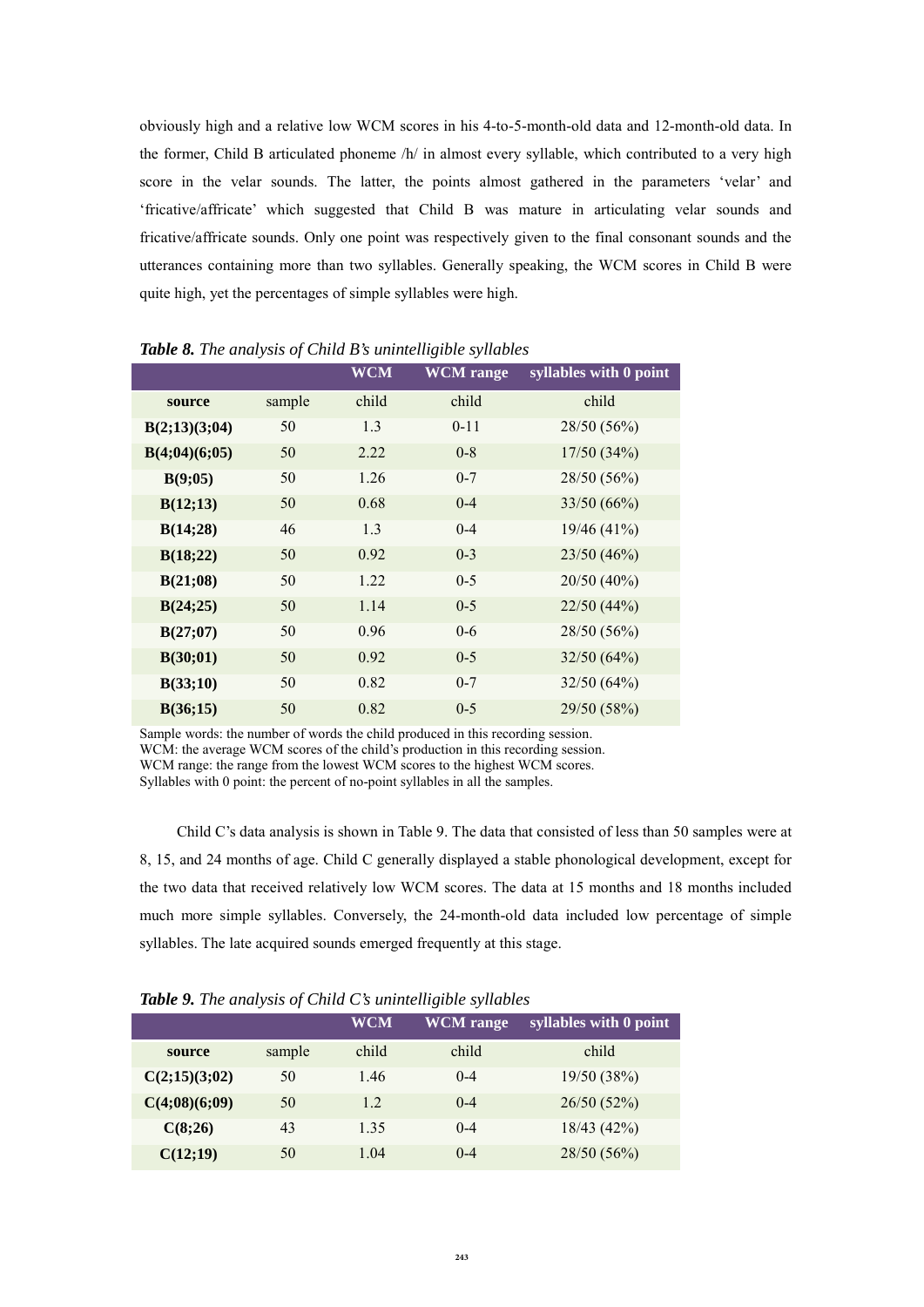obviously high and a relative low WCM scores in his 4-to-5-month-old data and 12-month-old data. In the former, Child B articulated phoneme /h/ in almost every syllable, which contributed to a very high score in the velar sounds. The latter, the points almost gathered in the parameters 'velar' and 'fricative/affricate' which suggested that Child B was mature in articulating velar sounds and fricative/affricate sounds. Only one point was respectively given to the final consonant sounds and the utterances containing more than two syllables. Generally speaking, the WCM scores in Child B were quite high, yet the percentages of simple syllables were high.

***Table 8.*** *The analysis of Child B's unintelligible syllables*

| | | WCM | WCM range | syllables with 0 point |
|---|---|---|---|---|
| **source** | sample | child | child | child |
| **B(2;13)(3;04)** | 50 | 1.3 | 0-11 | 28/50 (56%) |
| **B(4;04)(6;05)** | 50 | 2.22 | 0-8 | 17/50 (34%) |
| **B(9;05)** | 50 | 1.26 | 0-7 | 28/50 (56%) |
| **B(12;13)** | 50 | 0.68 | 0-4 | 33/50 (66%) |
| **B(14;28)** | 46 | 1.3 | 0-4 | 19/46 (41%) |
| **B(18;22)** | 50 | 0.92 | 0-3 | 23/50 (46%) |
| **B(21;08)** | 50 | 1.22 | 0-5 | 20/50 (40%) |
| **B(24;25)** | 50 | 1.14 | 0-5 | 22/50 (44%) |
| **B(27;07)** | 50 | 0.96 | 0-6 | 28/50 (56%) |
| **B(30;01)** | 50 | 0.92 | 0-5 | 32/50 (64%) |
| **B(33;10)** | 50 | 0.82 | 0-7 | 32/50 (64%) |
| **B(36;15)** | 50 | 0.82 | 0-5 | 29/50 (58%) |

Sample words: the number of words the child produced in this recording session.
WCM: the average WCM scores of the child's production in this recording session.
WCM range: the range from the lowest WCM scores to the highest WCM scores.
Syllables with 0 point: the percent of no-point syllables in all the samples.

Child C's data analysis is shown in Table 9. The data that consisted of less than 50 samples were at 8, 15, and 24 months of age. Child C generally displayed a stable phonological development, except for the two data that received relatively low WCM scores. The data at 15 months and 18 months included much more simple syllables. Conversely, the 24-month-old data included low percentage of simple syllables. The late acquired sounds emerged frequently at this stage.

***Table 9.*** *The analysis of Child C's unintelligible syllables*

| | | WCM | WCM range | syllables with 0 point |
|---|---|---|---|---|
| **source** | sample | child | child | child |
| **C(2;15)(3;02)** | 50 | 1.46 | 0-4 | 19/50 (38%) |
| **C(4;08)(6;09)** | 50 | 1.2 | 0-4 | 26/50 (52%) |
| **C(8;26)** | 43 | 1.35 | 0-4 | 18/43 (42%) |
| **C(12;19)** | 50 | 1.04 | 0-4 | 28/50 (56%) |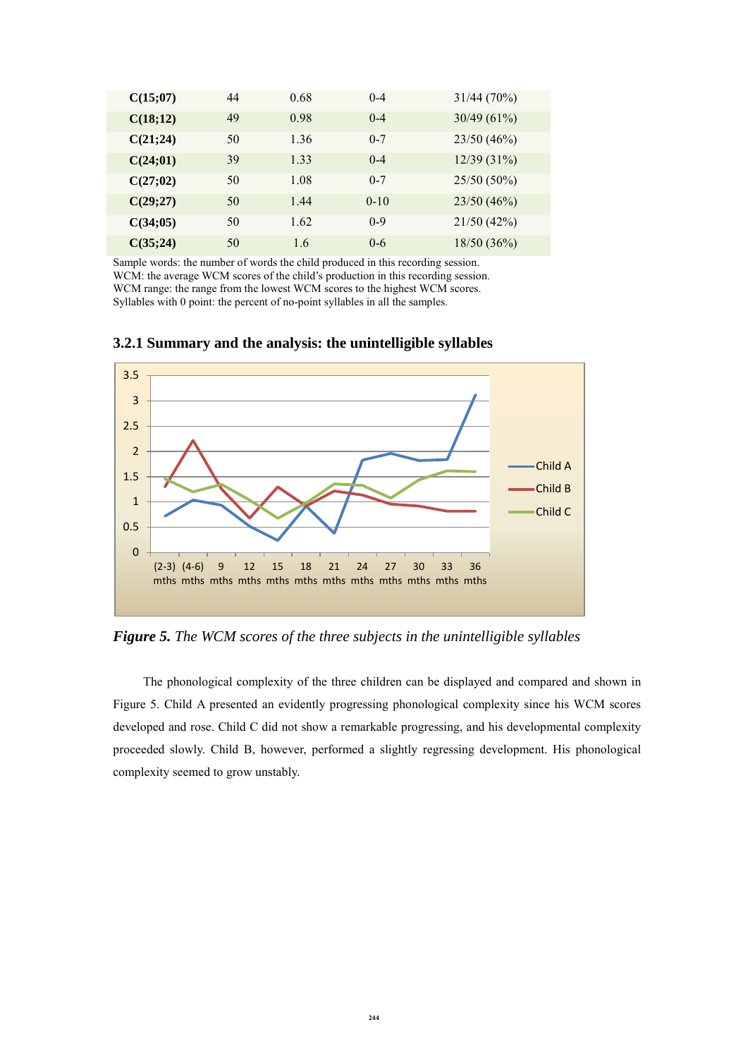| C(15;07) | 44 | 0.68 | 0-4 | 31/44 (70%) |
|---|---|---|---|---|
| C(18;12) | 49 | 0.98 | 0-4 | 30/49 (61%) |
| C(21;24) | 50 | 1.36 | 0-7 | 23/50 (46%) |
| C(24;01) | 39 | 1.33 | 0-4 | 12/39 (31%) |
| C(27;02) | 50 | 1.08 | 0-7 | 25/50 (50%) |
| C(29;27) | 50 | 1.44 | 0-10 | 23/50 (46%) |
| C(34;05) | 50 | 1.62 | 0-9 | 21/50 (42%) |
| C(35;24) | 50 | 1.6 | 0-6 | 18/50 (36%) |

Sample words: the number of words the child produced in this recording session.
WCM: the average WCM scores of the child's production in this recording session.
WCM range: the range from the lowest WCM scores to the highest WCM scores.
Syllables with 0 point: the percent of no-point syllables in all the samples.

### 3.2.1 Summary and the analysis: the unintelligible syllables

***Figure 5.*** *The WCM scores of the three subjects in the unintelligible syllables*

The phonological complexity of the three children can be displayed and compared and shown in Figure 5. Child A presented an evidently progressing phonological complexity since his WCM scores developed and rose. Child C did not show a remarkable progressing, and his developmental complexity proceeded slowly. Child B, however, performed a slightly regressing development. His phonological complexity seemed to grow unstably.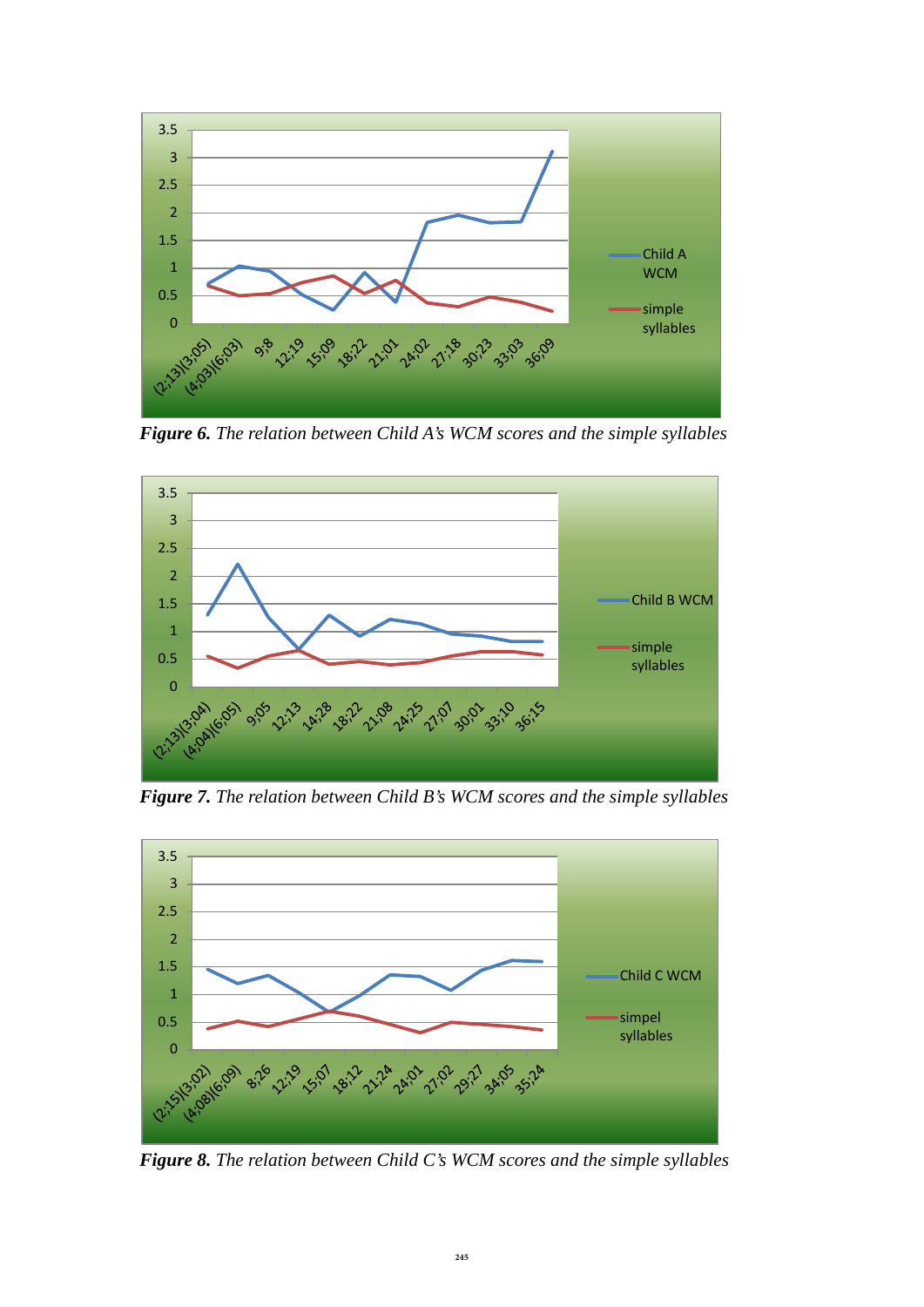***Figure 6.*** *The relation between Child A's WCM scores and the simple syllables*

***Figure 7.*** *The relation between Child B's WCM scores and the simple syllables*

***Figure 8.*** *The relation between Child C's WCM scores and the simple syllables*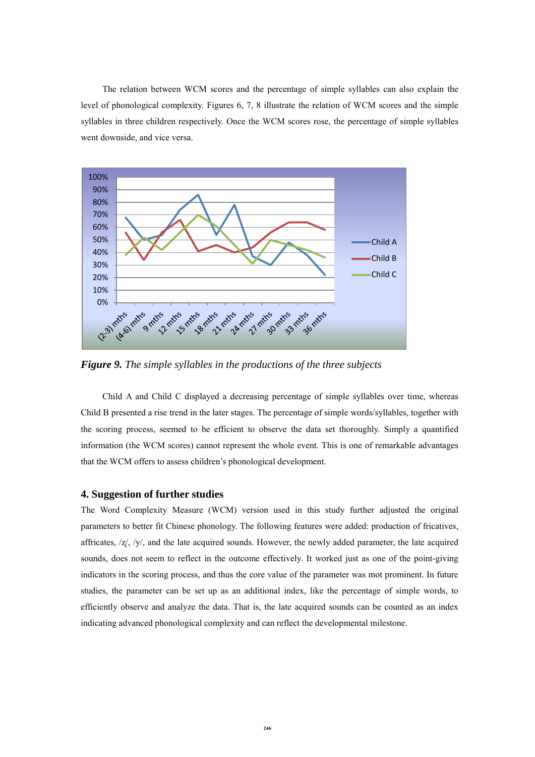The relation between WCM scores and the percentage of simple syllables can also explain the level of phonological complexity. Figures 6, 7, 8 illustrate the relation of WCM scores and the simple syllables in three children respectively. Once the WCM scores rose, the percentage of simple syllables went downside, and vice versa.

***Figure 9.*** *The simple syllables in the productions of the three subjects*

Child A and Child C displayed a decreasing percentage of simple syllables over time, whereas Child B presented a rise trend in the later stages. The percentage of simple words/syllables, together with the scoring process, seemed to be efficient to observe the data set thoroughly. Simply a quantified information (the WCM scores) cannot represent the whole event. This is one of remarkable advantages that the WCM offers to assess children's phonological development.

## 4. Suggestion of further studies

The Word Complexity Measure (WCM) version used in this study further adjusted the original parameters to better fit Chinese phonology. The following features were added: production of fricatives, affricates, /ʐ/, /y/, and the late acquired sounds. However, the newly added parameter, the late acquired sounds, does not seem to reflect in the outcome effectively. It worked just as one of the point-giving indicators in the scoring process, and thus the core value of the parameter was mot prominent. In future studies, the parameter can be set up as an additional index, like the percentage of simple words, to efficiently observe and analyze the data. That is, the late acquired sounds can be counted as an index indicating advanced phonological complexity and can reflect the developmental milestone.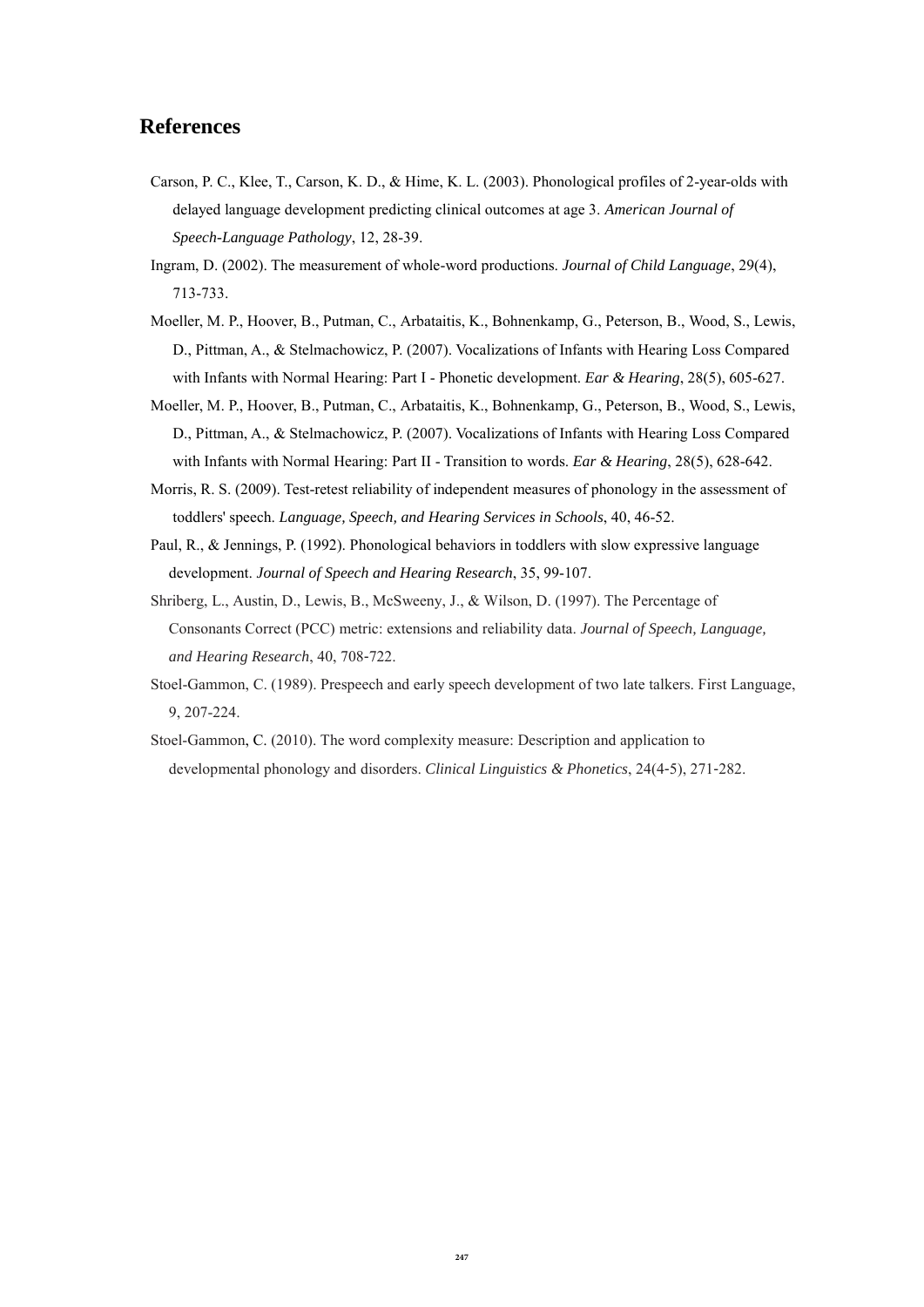## References

Carson, P. C., Klee, T., Carson, K. D., & Hime, K. L. (2003). Phonological profiles of 2-year-olds with delayed language development predicting clinical outcomes at age 3. *American Journal of Speech-Language Pathology*, 12, 28-39.

Ingram, D. (2002). The measurement of whole-word productions. *Journal of Child Language*, 29(4), 713-733.

Moeller, M. P., Hoover, B., Putman, C., Arbataitis, K., Bohnenkamp, G., Peterson, B., Wood, S., Lewis, D., Pittman, A., & Stelmachowicz, P. (2007). Vocalizations of Infants with Hearing Loss Compared with Infants with Normal Hearing: Part I - Phonetic development. *Ear & Hearing*, 28(5), 605-627.

Moeller, M. P., Hoover, B., Putman, C., Arbataitis, K., Bohnenkamp, G., Peterson, B., Wood, S., Lewis, D., Pittman, A., & Stelmachowicz, P. (2007). Vocalizations of Infants with Hearing Loss Compared with Infants with Normal Hearing: Part II - Transition to words. *Ear & Hearing*, 28(5), 628-642.

Morris, R. S. (2009). Test-retest reliability of independent measures of phonology in the assessment of toddlers' speech. *Language, Speech, and Hearing Services in Schools*, 40, 46-52.

Paul, R., & Jennings, P. (1992). Phonological behaviors in toddlers with slow expressive language development. *Journal of Speech and Hearing Research*, 35, 99-107.

Shriberg, L., Austin, D., Lewis, B., McSweeny, J., & Wilson, D. (1997). The Percentage of Consonants Correct (PCC) metric: extensions and reliability data. *Journal of Speech, Language, and Hearing Research*, 40, 708-722.

Stoel-Gammon, C. (1989). Prespeech and early speech development of two late talkers. First Language, 9, 207-224.

Stoel-Gammon, C. (2010). The word complexity measure: Description and application to developmental phonology and disorders. *Clinical Linguistics & Phonetics*, 24(4-5), 271-282.